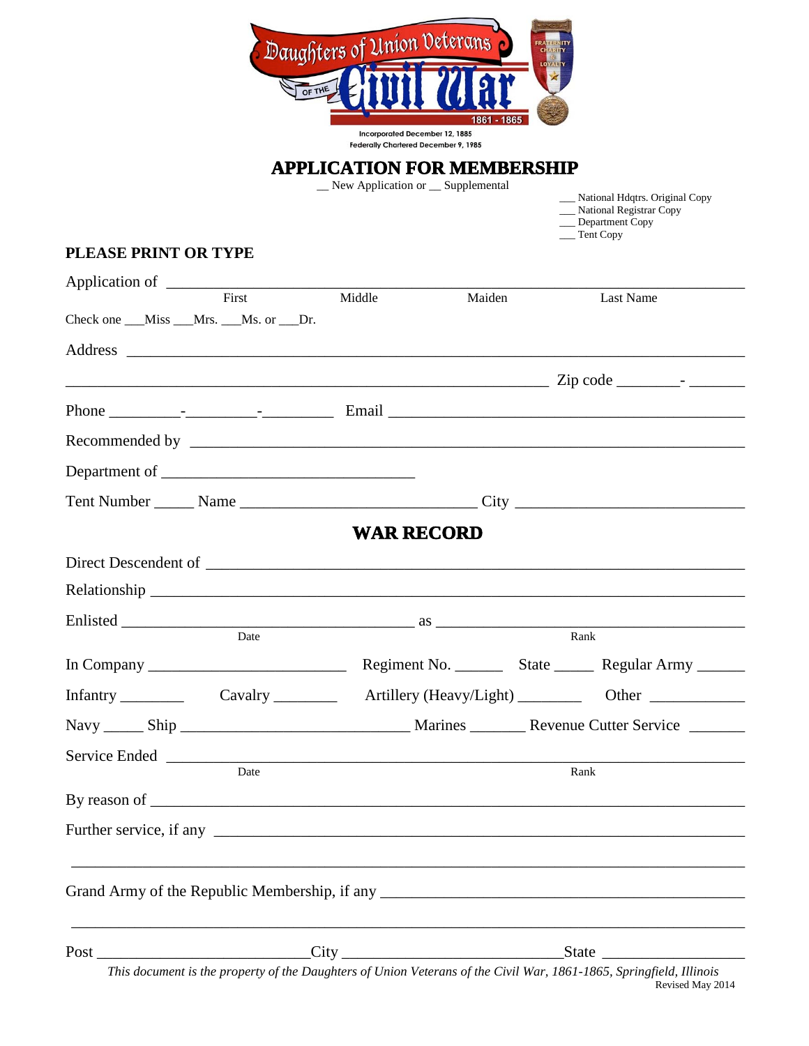# Daughters of Union Veterans of the Civil War 1861 - 1865

Incorporated December 12, 1885
Federally Chartered December 9, 1985

FRATERNITY CHARITY & LOYALTY

## APPLICATION FOR MEMBERSHIP

__ New Application or __ Supplemental

___ National Hdqtrs. Original Copy
___ National Registrar Copy
___ Department Copy
___ Tent Copy

**PLEASE PRINT OR TYPE**

Application of ______________________________________________________________
First Middle Maiden Last Name

Check one ___Miss ___Mrs. ___Ms. or ___Dr.

Address ______________________________________________________________

______________________________________________________________ Zip code ________- _______

Phone _________-_________-_________ Email ______________________________________________

Recommended by ______________________________________________________________

Department of _________________________________

Tent Number _____ Name _______________________________ City _____________________________

## WAR RECORD

Direct Descendent of ______________________________________________________________

Relationship ______________________________________________________________

Enlisted _____________________________________ as ________________________________________
Date Rank

In Company _________________________ Regiment No. ______ State _____ Regular Army ______

Infantry ________ Cavalry ________ Artillery (Heavy/Light) ________ Other ____________

Navy _____ Ship _____________________________ Marines _______ Revenue Cutter Service _______

Service Ended ______________________________________________________________
Date Rank

By reason of ______________________________________________________________

Further service, if any ______________________________________________________________

______________________________________________________________

Grand Army of the Republic Membership, if any _______________________________________________

______________________________________________________________

Post ___________________________City ____________________________State __________________

*This document is the property of the Daughters of Union Veterans of the Civil War, 1861-1865, Springfield, Illinois*

Revised May 2014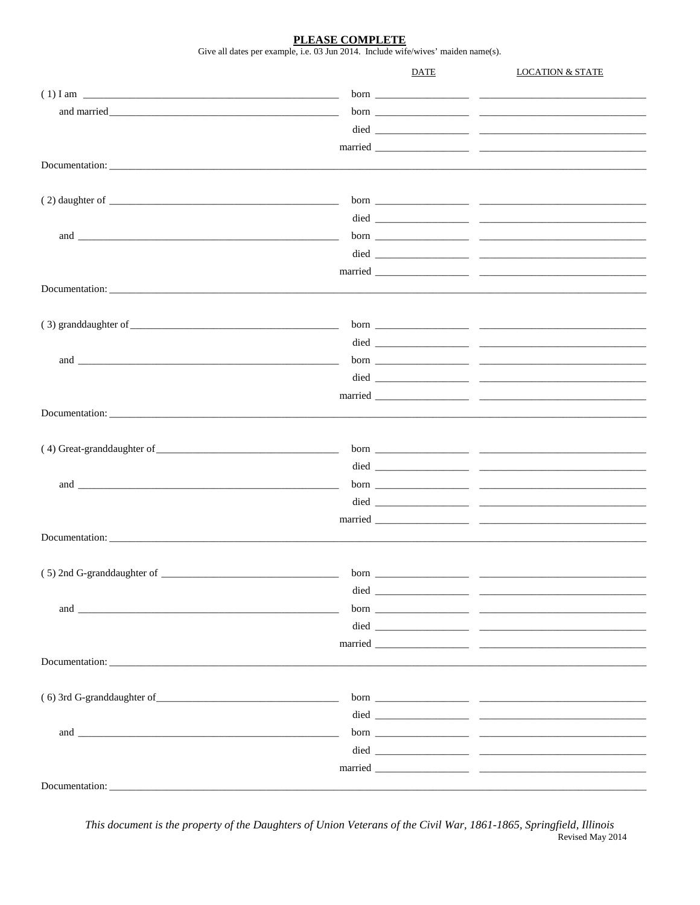## PLEASE COMPLETE

Give all dates per example, i.e. 03 Jun 2014. Include wife/wives' maiden name(s).

| | | DATE | LOCATION & STATE |
|---|---|---|---|
| ( 1) I am ____________________ | born | ____________ | ____________________ |
| and married ____________________ | born | ____________ | ____________________ |
| | died | ____________ | ____________________ |
| | married | ____________ | ____________________ |

Documentation: ______________________________________________

| | | | |
|---|---|---|---|
| ( 2) daughter of ____________________ | born | ____________ | ____________________ |
| | died | ____________ | ____________________ |
| and ____________________ | born | ____________ | ____________________ |
| | died | ____________ | ____________________ |
| | married | ____________ | ____________________ |

Documentation: ______________________________________________

| | | | |
|---|---|---|---|
| ( 3) granddaughter of ____________________ | born | ____________ | ____________________ |
| | died | ____________ | ____________________ |
| and ____________________ | born | ____________ | ____________________ |
| | died | ____________ | ____________________ |
| | married | ____________ | ____________________ |

Documentation: ______________________________________________

| | | | |
|---|---|---|---|
| ( 4) Great-granddaughter of ____________________ | born | ____________ | ____________________ |
| | died | ____________ | ____________________ |
| and ____________________ | born | ____________ | ____________________ |
| | died | ____________ | ____________________ |
| | married | ____________ | ____________________ |

Documentation: ______________________________________________

| | | | |
|---|---|---|---|
| ( 5) 2nd G-granddaughter of ____________________ | born | ____________ | ____________________ |
| | died | ____________ | ____________________ |
| and ____________________ | born | ____________ | ____________________ |
| | died | ____________ | ____________________ |
| | married | ____________ | ____________________ |

Documentation: ______________________________________________

| | | | |
|---|---|---|---|
| ( 6) 3rd G-granddaughter of ____________________ | born | ____________ | ____________________ |
| | died | ____________ | ____________________ |
| and ____________________ | born | ____________ | ____________________ |
| | died | ____________ | ____________________ |
| | married | ____________ | ____________________ |

Documentation: ______________________________________________

*This document is the property of the Daughters of Union Veterans of the Civil War, 1861-1865, Springfield, Illinois*

Revised May 2014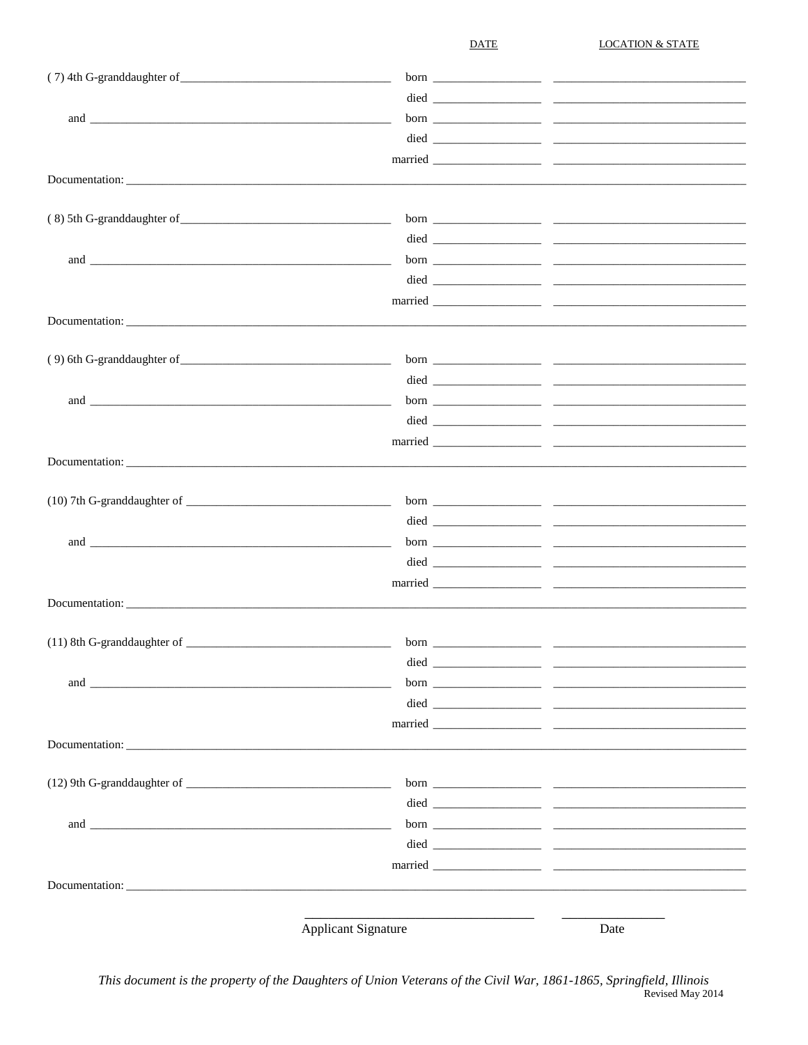DATE | LOCATION & STATE

( 7) 4th G-granddaughter of___________________________________ born __________________ ________________________________

died __________________ ________________________________

and ___________________________________________________ born __________________ ________________________________

died __________________ ________________________________

married __________________ ________________________________

Documentation: ______________________________________________________________________________________________________

( 8) 5th G-granddaughter of___________________________________ born __________________ ________________________________

died __________________ ________________________________

and ___________________________________________________ born __________________ ________________________________

died __________________ ________________________________

married __________________ ________________________________

Documentation: ______________________________________________________________________________________________________

( 9) 6th G-granddaughter of___________________________________ born __________________ ________________________________

died __________________ ________________________________

and ___________________________________________________ born __________________ ________________________________

died __________________ ________________________________

married __________________ ________________________________

Documentation: ______________________________________________________________________________________________________

(10) 7th G-granddaughter of __________________________________ born __________________ ________________________________

died __________________ ________________________________

and ___________________________________________________ born __________________ ________________________________

died __________________ ________________________________

married __________________ ________________________________

Documentation: ______________________________________________________________________________________________________

(11) 8th G-granddaughter of __________________________________ born __________________ ________________________________

died __________________ ________________________________

and ___________________________________________________ born __________________ ________________________________

died __________________ ________________________________

married __________________ ________________________________

Documentation: ______________________________________________________________________________________________________

(12) 9th G-granddaughter of __________________________________ born __________________ ________________________________

died __________________ ________________________________

and ___________________________________________________ born __________________ ________________________________

died __________________ ________________________________

married __________________ ________________________________

Documentation: ______________________________________________________________________________________________________

_________________________________ _______________

Applicant Signature Date

*This document is the property of the Daughters of Union Veterans of the Civil War, 1861-1865, Springfield, Illinois*

Revised May 2014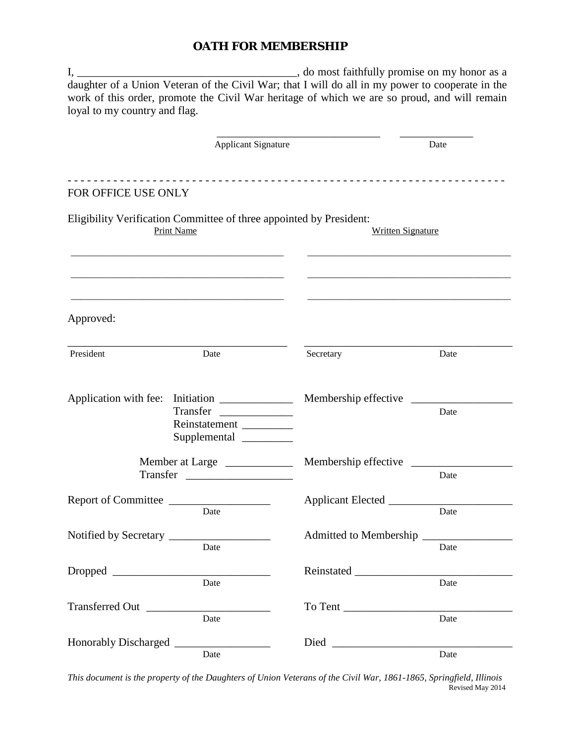# OATH FOR MEMBERSHIP

I, _______________________________________, do most faithfully promise on my honor as a daughter of a Union Veteran of the Civil War; that I will do all in my power to cooperate in the work of this order, promote the Civil War heritage of which we are so proud, and will remain loyal to my country and flag.

_____________________________ _____________
Applicant Signature Date

- - - - - - - - - - - - - - - - - - - - - - - - - - - - - - - - - - - - - - - - - - - - - - - - - - - - - - - - - - - - - - - - -

FOR OFFICE USE ONLY

Eligibility Verification Committee of three appointed by President:

| Print Name | Written Signature |
|---|---|
| _______________________________ | _______________________________ |
| _______________________________ | _______________________________ |
| _______________________________ | _______________________________ |

Approved:

_______________________________ _______________________________
President Date Secretary Date

Application with fee: Initiation _____________ Membership effective _________________
Transfer _____________ Date
Reinstatement _________
Supplemental _________

Member at Large ____________ Membership effective _________________
Transfer ___________________ Date

Report of Committee __________________ Applicant Elected ______________________
Date Date

Notified by Secretary __________________ Admitted to Membership ________________
Date Date

Dropped ___________________________ Reinstated ___________________________
Date Date

Transferred Out ______________________ To Tent ______________________________
Date Date

Honorably Discharged _________________ Died ________________________________
Date Date

*This document is the property of the Daughters of Union Veterans of the Civil War, 1861-1865, Springfield, Illinois*

Revised May 2014